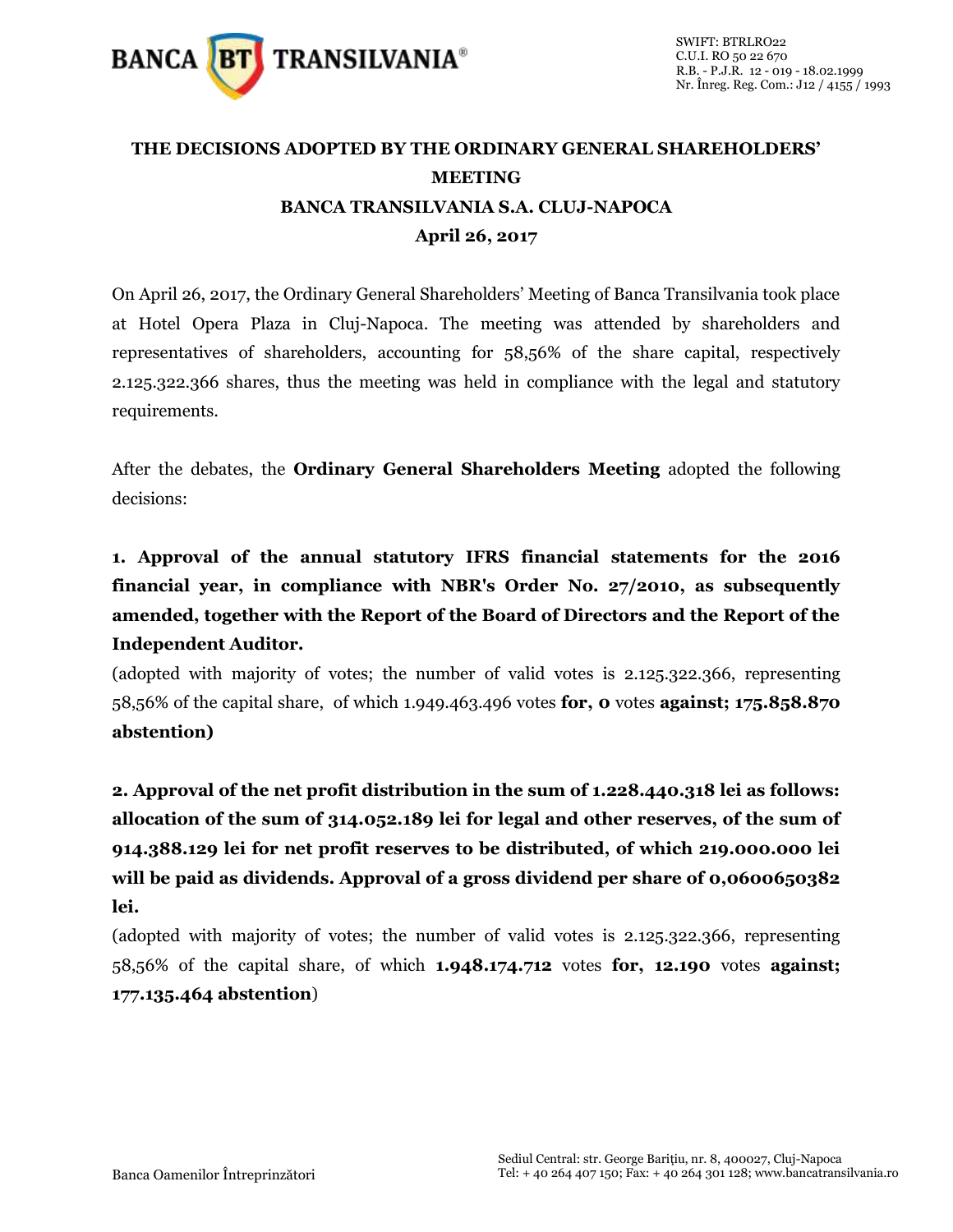# THE DECISIONS ADOPTED BY THE ORDINARY GENERAL SHAREHOLDERS' MEETING

## BANCA TRANSILVANIA S.A. CLUJ-NAPOCA

## April 26, 2017

On April 26, 2017, the Ordinary General Shareholders' Meeting of Banca Transilvania took place at Hotel Opera Plaza in Cluj-Napoca. The meeting was attended by shareholders and representatives of shareholders, accounting for 58,56% of the share capital, respectively 2.125.322.366 shares, thus the meeting was held in compliance with the legal and statutory requirements.

After the debates, the **Ordinary General Shareholders Meeting** adopted the following decisions:

**1. Approval of the annual statutory IFRS financial statements for the 2016 financial year, in compliance with NBR's Order No. 27/2010, as subsequently amended, together with the Report of the Board of Directors and the Report of the Independent Auditor.**

(adopted with majority of votes; the number of valid votes is 2.125.322.366, representing 58,56% of the capital share, of which 1.949.463.496 votes **for, 0** votes **against; 175.858.870 abstention)**

**2. Approval of the net profit distribution in the sum of 1.228.440.318 lei as follows: allocation of the sum of 314.052.189 lei for legal and other reserves, of the sum of 914.388.129 lei for net profit reserves to be distributed, of which 219.000.000 lei will be paid as dividends. Approval of a gross dividend per share of 0,0600650382 lei.**

(adopted with majority of votes; the number of valid votes is 2.125.322.366, representing 58,56% of the capital share, of which **1.948.174.712** votes **for, 12.190** votes **against; 177.135.464 abstention**)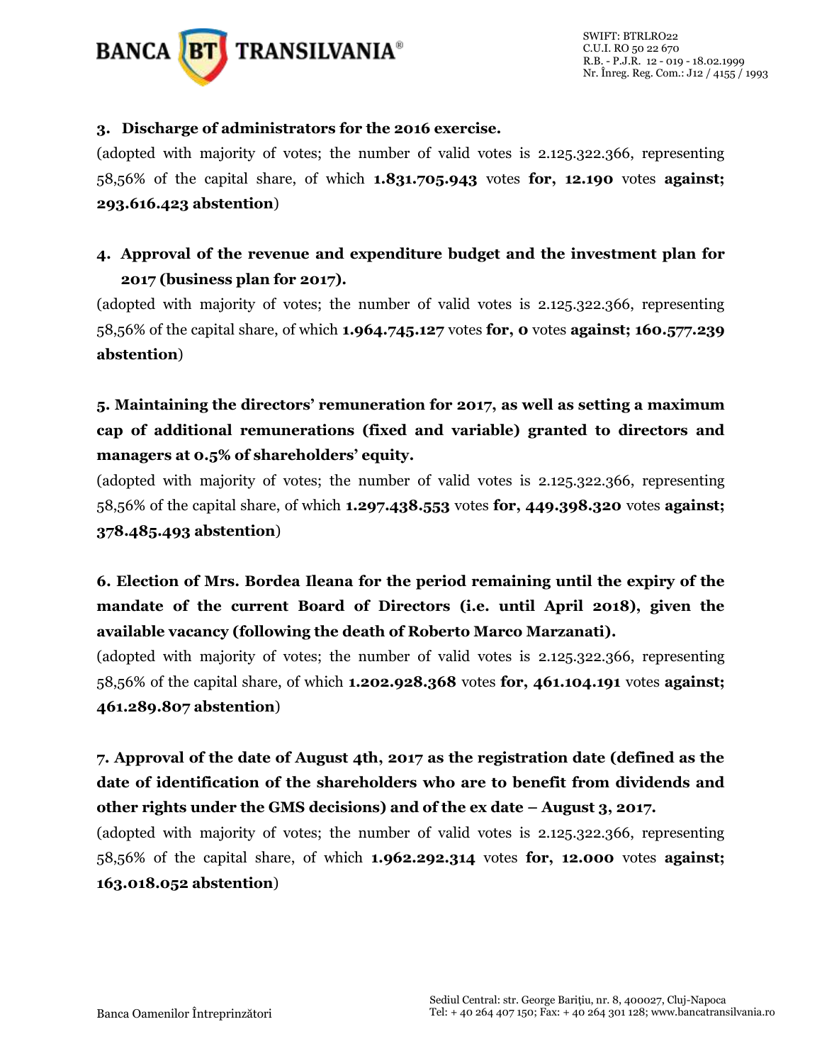**3. Discharge of administrators for the 2016 exercise.**

(adopted with majority of votes; the number of valid votes is 2.125.322.366, representing 58,56% of the capital share, of which **1.831.705.943** votes **for, 12.190** votes **against; 293.616.423 abstention**)

**4. Approval of the revenue and expenditure budget and the investment plan for 2017 (business plan for 2017).**

(adopted with majority of votes; the number of valid votes is 2.125.322.366, representing 58,56% of the capital share, of which **1.964.745.127** votes **for, 0** votes **against; 160.577.239 abstention**)

**5. Maintaining the directors' remuneration for 2017, as well as setting a maximum cap of additional remunerations (fixed and variable) granted to directors and managers at 0.5% of shareholders' equity.**

(adopted with majority of votes; the number of valid votes is 2.125.322.366, representing 58,56% of the capital share, of which **1.297.438.553** votes **for, 449.398.320** votes **against; 378.485.493 abstention**)

**6. Election of Mrs. Bordea Ileana for the period remaining until the expiry of the mandate of the current Board of Directors (i.e. until April 2018), given the available vacancy (following the death of Roberto Marco Marzanati).**

(adopted with majority of votes; the number of valid votes is 2.125.322.366, representing 58,56% of the capital share, of which **1.202.928.368** votes **for, 461.104.191** votes **against; 461.289.807 abstention**)

**7. Approval of the date of August 4th, 2017 as the registration date (defined as the date of identification of the shareholders who are to benefit from dividends and other rights under the GMS decisions) and of the ex date – August 3, 2017.**

(adopted with majority of votes; the number of valid votes is 2.125.322.366, representing 58,56% of the capital share, of which **1.962.292.314** votes **for, 12.000** votes **against; 163.018.052 abstention**)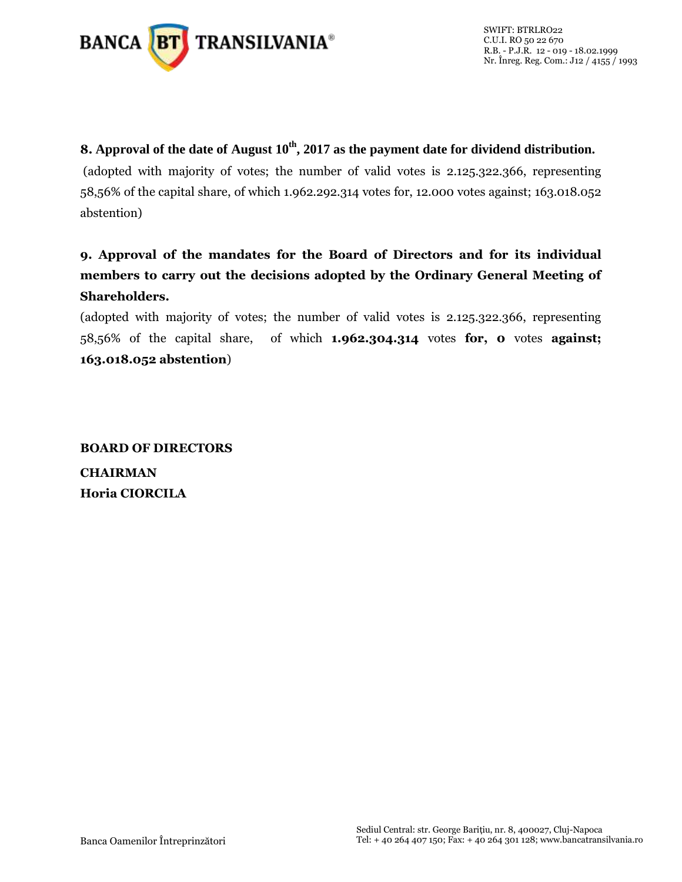**8. Approval of the date of August 10th, 2017 as the payment date for dividend distribution.**

(adopted with majority of votes; the number of valid votes is 2.125.322.366, representing 58,56% of the capital share, of which 1.962.292.314 votes for, 12.000 votes against; 163.018.052 abstention)

**9. Approval of the mandates for the Board of Directors and for its individual members to carry out the decisions adopted by the Ordinary General Meeting of Shareholders.**

(adopted with majority of votes; the number of valid votes is 2.125.322.366, representing 58,56% of the capital share, of which **1.962.304.314** votes **for, 0** votes **against; 163.018.052 abstention**)

**BOARD OF DIRECTORS**

**CHAIRMAN**

**Horia CIORCILA**